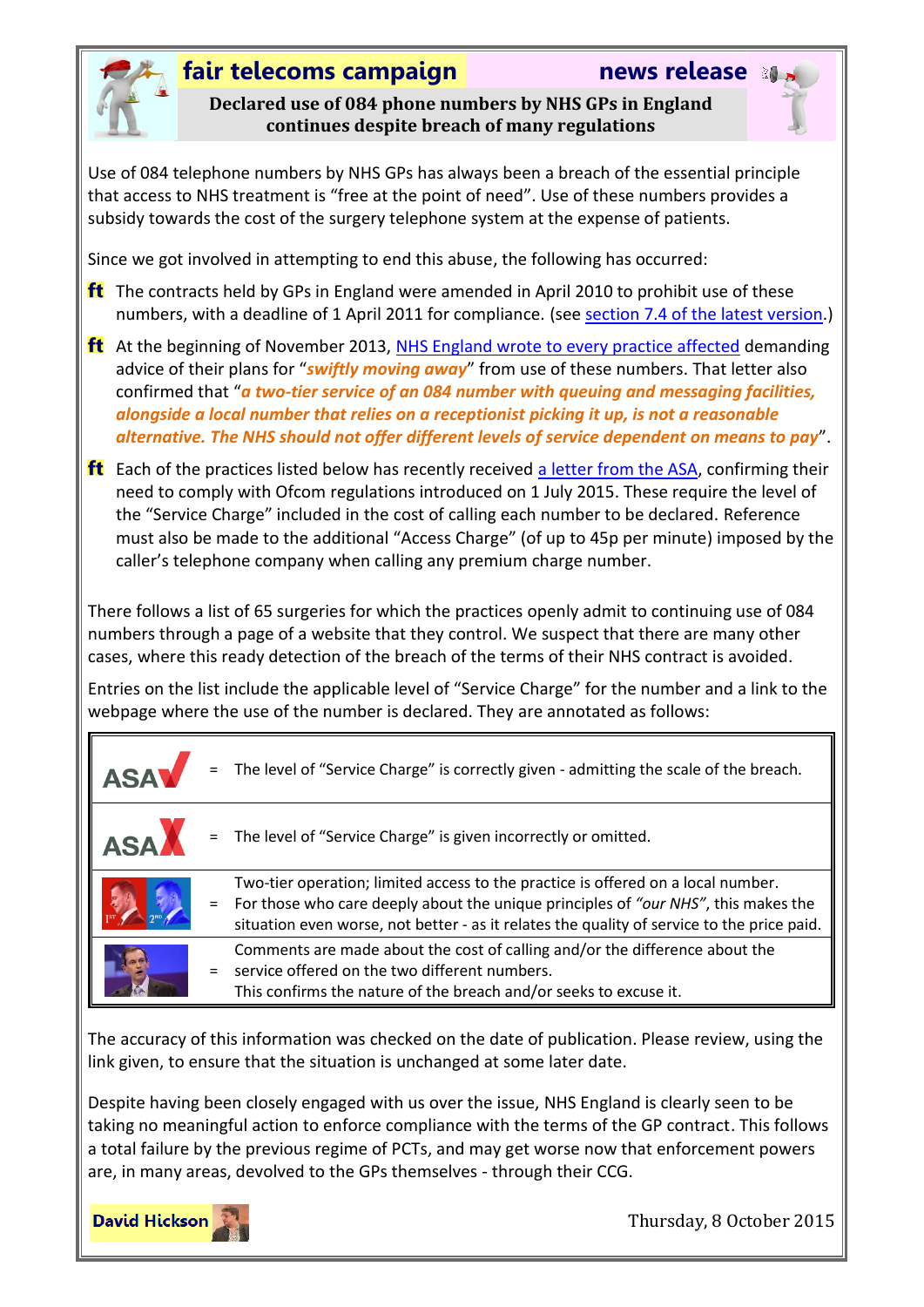**fair telecoms campaign** **news release**

# Declared use of 084 phone numbers by NHS GPs in England continues despite breach of many regulations

Use of 084 telephone numbers by NHS GPs has always been a breach of the essential principle that access to NHS treatment is "free at the point of need". Use of these numbers provides a subsidy towards the cost of the surgery telephone system at the expense of patients.

Since we got involved in attempting to end this abuse, the following has occurred:

- The contracts held by GPs in England were amended in April 2010 to prohibit use of these numbers, with a deadline of 1 April 2011 for compliance. (see section 7.4 of the latest version.)
- At the beginning of November 2013, NHS England wrote to every practice affected demanding advice of their plans for "***swiftly moving away***" from use of these numbers. That letter also confirmed that "***a two-tier service of an 084 number with queuing and messaging facilities, alongside a local number that relies on a receptionist picking it up, is not a reasonable alternative. The NHS should not offer different levels of service dependent on means to pay***".
- Each of the practices listed below has recently received a letter from the ASA, confirming their need to comply with Ofcom regulations introduced on 1 July 2015. These require the level of the "Service Charge" included in the cost of calling each number to be declared. Reference must also be made to the additional "Access Charge" (of up to 45p per minute) imposed by the caller's telephone company when calling any premium charge number.

There follows a list of 65 surgeries for which the practices openly admit to continuing use of 084 numbers through a page of a website that they control. We suspect that there are many other cases, where this ready detection of the breach of the terms of their NHS contract is avoided.

Entries on the list include the applicable level of "Service Charge" for the number and a link to the webpage where the use of the number is declared. They are annotated as follows:

| | | |
|---|---|---|
| ASA ✓ | = | The level of "Service Charge" is correctly given - admitting the scale of the breach. |
| ASA ✗ | = | The level of "Service Charge" is given incorrectly or omitted. |
| 1ST 2ND | = | Two-tier operation; limited access to the practice is offered on a local number. For those who care deeply about the unique principles of *"our NHS"*, this makes the situation even worse, not better - as it relates the quality of service to the price paid. |
| | = | Comments are made about the cost of calling and/or the difference about the service offered on the two different numbers. This confirms the nature of the breach and/or seeks to excuse it. |

The accuracy of this information was checked on the date of publication. Please review, using the link given, to ensure that the situation is unchanged at some later date.

Despite having been closely engaged with us over the issue, NHS England is clearly seen to be taking no meaningful action to enforce compliance with the terms of the GP contract. This follows a total failure by the previous regime of PCTs, and may get worse now that enforcement powers are, in many areas, devolved to the GPs themselves - through their CCG.

**David Hickson**

Thursday, 8 October 2015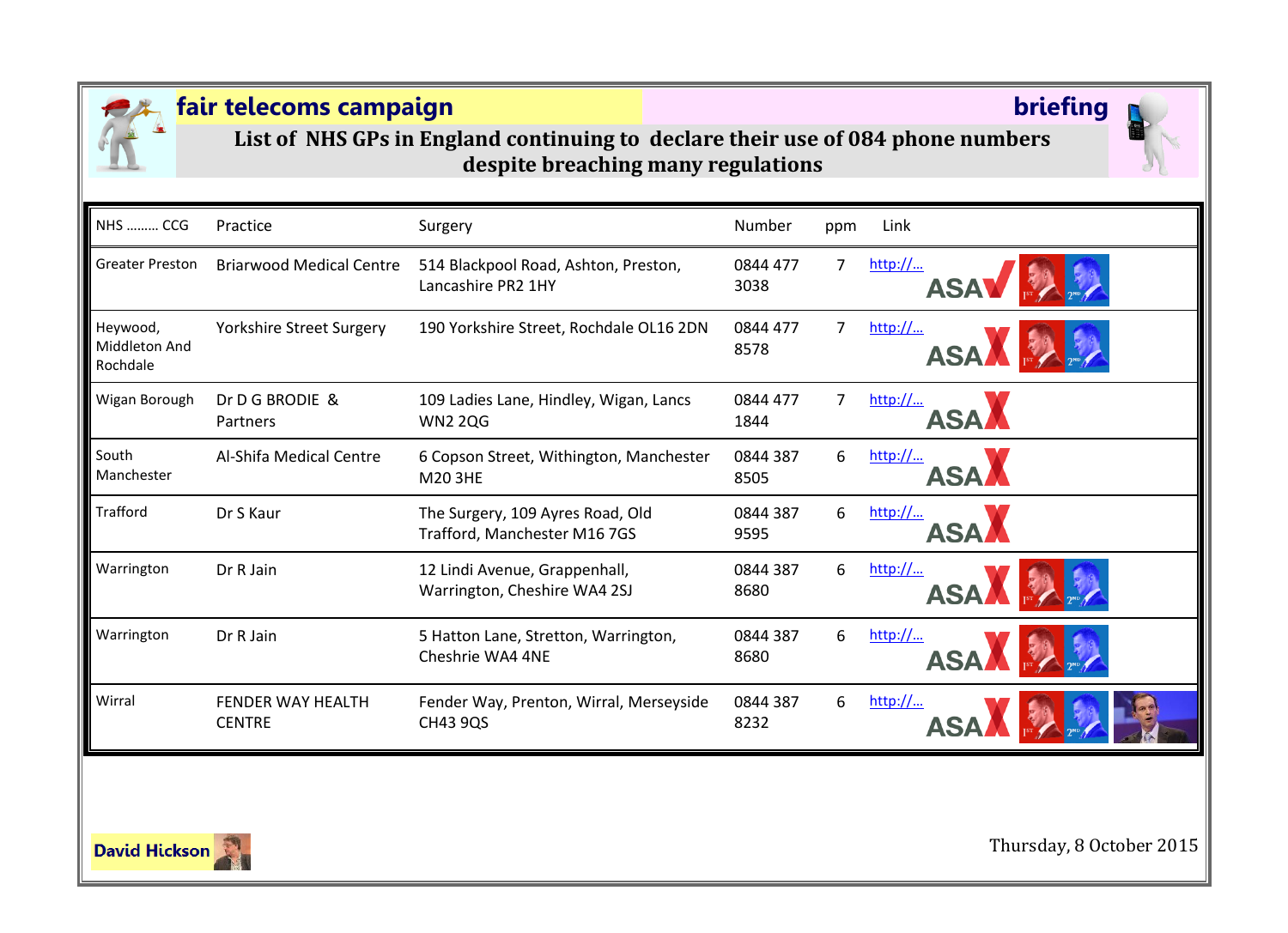**fair telecoms campaign** **briefing**

# List of NHS GPs in England continuing to declare their use of 084 phone numbers despite breaching many regulations

| NHS ……… CCG | Practice | Surgery | Number | ppm | Link |
|---|---|---|---|---|---|
| Greater Preston | Briarwood Medical Centre | 514 Blackpool Road, Ashton, Preston, Lancashire PR2 1HY | 0844 477 3038 | 7 | http://… ASA |
| Heywood, Middleton And Rochdale | Yorkshire Street Surgery | 190 Yorkshire Street, Rochdale OL16 2DN | 0844 477 8578 | 7 | http://… ASA |
| Wigan Borough | Dr D G BRODIE & Partners | 109 Ladies Lane, Hindley, Wigan, Lancs WN2 2QG | 0844 477 1844 | 7 | http://… ASA |
| South Manchester | Al-Shifa Medical Centre | 6 Copson Street, Withington, Manchester M20 3HE | 0844 387 8505 | 6 | http://… ASA |
| Trafford | Dr S Kaur | The Surgery, 109 Ayres Road, Old Trafford, Manchester M16 7GS | 0844 387 9595 | 6 | http://… ASA |
| Warrington | Dr R Jain | 12 Lindi Avenue, Grappenhall, Warrington, Cheshire WA4 2SJ | 0844 387 8680 | 6 | http://… ASA |
| Warrington | Dr R Jain | 5 Hatton Lane, Stretton, Warrington, Cheshrie WA4 4NE | 0844 387 8680 | 6 | http://… ASA |
| Wirral | FENDER WAY HEALTH CENTRE | Fender Way, Prenton, Wirral, Merseyside CH43 9QS | 0844 387 8232 | 6 | http://… ASA |

David Hickson

Thursday, 8 October 2015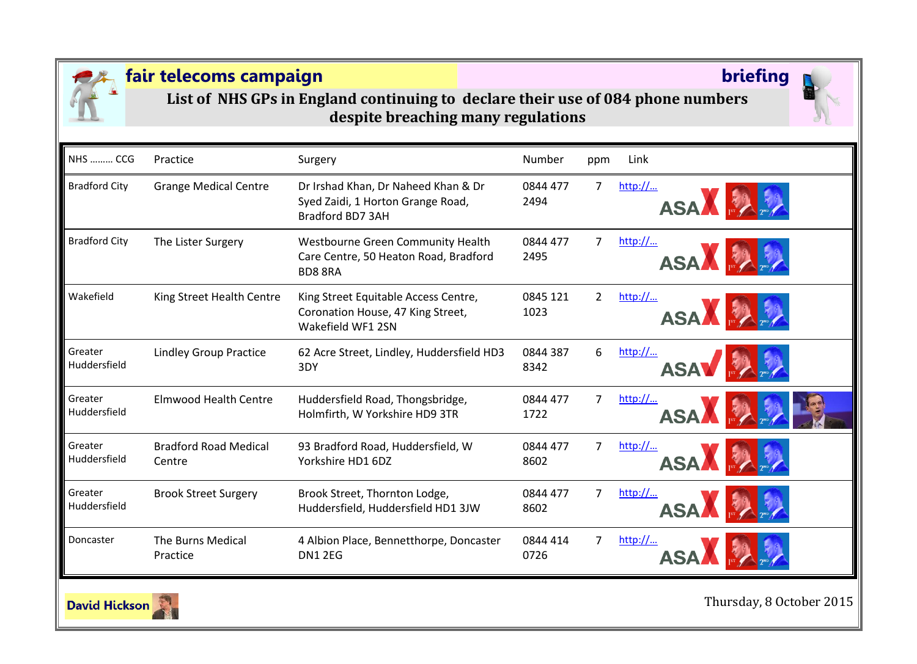**fair telecoms campaign** **briefing**

## List of NHS GPs in England continuing to declare their use of 084 phone numbers despite breaching many regulations

| NHS ……… CCG | Practice | Surgery | Number | ppm | Link |
|---|---|---|---|---|---|
| Bradford City | Grange Medical Centre | Dr Irshad Khan, Dr Naheed Khan & Dr Syed Zaidi, 1 Horton Grange Road, Bradford BD7 3AH | 0844 477 2494 | 7 | http://… ASA |
| Bradford City | The Lister Surgery | Westbourne Green Community Health Care Centre, 50 Heaton Road, Bradford BD8 8RA | 0844 477 2495 | 7 | http://… ASA |
| Wakefield | King Street Health Centre | King Street Equitable Access Centre, Coronation House, 47 King Street, Wakefield WF1 2SN | 0845 121 1023 | 2 | http://… ASA |
| Greater Huddersfield | Lindley Group Practice | 62 Acre Street, Lindley, Huddersfield HD3 3DY | 0844 387 8342 | 6 | http://… ASA |
| Greater Huddersfield | Elmwood Health Centre | Huddersfield Road, Thongsbridge, Holmfirth, W Yorkshire HD9 3TR | 0844 477 1722 | 7 | http://… ASA |
| Greater Huddersfield | Bradford Road Medical Centre | 93 Bradford Road, Huddersfield, W Yorkshire HD1 6DZ | 0844 477 8602 | 7 | http://… ASA |
| Greater Huddersfield | Brook Street Surgery | Brook Street, Thornton Lodge, Huddersfield, Huddersfield HD1 3JW | 0844 477 8602 | 7 | http://… ASA |
| Doncaster | The Burns Medical Practice | 4 Albion Place, Bennetthorpe, Doncaster DN1 2EG | 0844 414 0726 | 7 | http://… ASA |

David Hickson

Thursday, 8 October 2015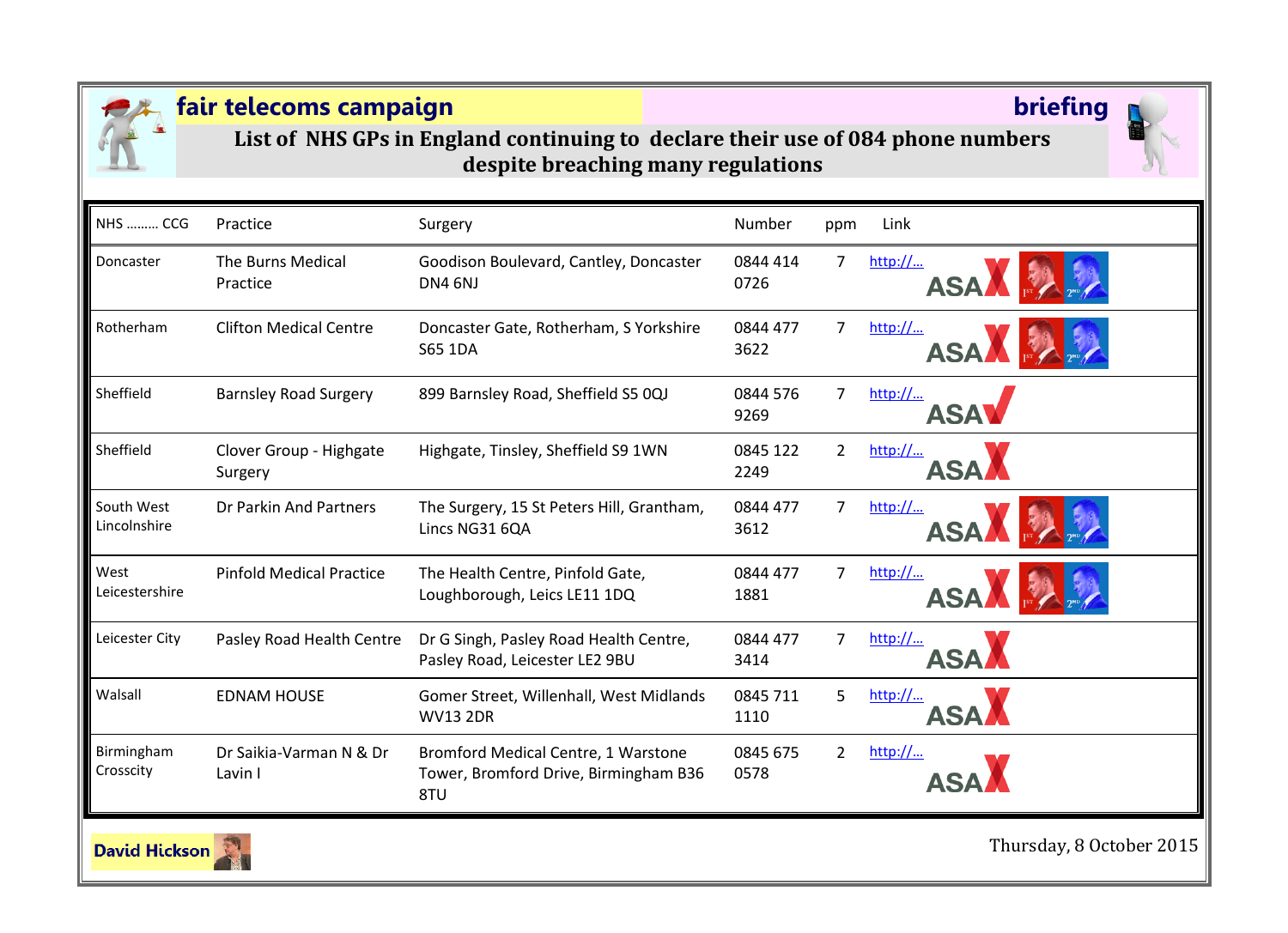**fair telecoms campaign** **briefing**

# List of NHS GPs in England continuing to declare their use of 084 phone numbers despite breaching many regulations

| NHS ……… CCG | Practice | Surgery | Number | ppm | Link |
|---|---|---|---|---|---|
| Doncaster | The Burns Medical Practice | Goodison Boulevard, Cantley, Doncaster DN4 6NJ | 0844 414 0726 | 7 | http://… ASA ✗ |
| Rotherham | Clifton Medical Centre | Doncaster Gate, Rotherham, S Yorkshire S65 1DA | 0844 477 3622 | 7 | http://… ASA ✗ |
| Sheffield | Barnsley Road Surgery | 899 Barnsley Road, Sheffield S5 0QJ | 0844 576 9269 | 7 | http://… ASA ✓ |
| Sheffield | Clover Group - Highgate Surgery | Highgate, Tinsley, Sheffield S9 1WN | 0845 122 2249 | 2 | http://… ASA ✗ |
| South West Lincolnshire | Dr Parkin And Partners | The Surgery, 15 St Peters Hill, Grantham, Lincs NG31 6QA | 0844 477 3612 | 7 | http://… ASA ✗ |
| West Leicestershire | Pinfold Medical Practice | The Health Centre, Pinfold Gate, Loughborough, Leics LE11 1DQ | 0844 477 1881 | 7 | http://… ASA ✗ |
| Leicester City | Pasley Road Health Centre | Dr G Singh, Pasley Road Health Centre, Pasley Road, Leicester LE2 9BU | 0844 477 3414 | 7 | http://… ASA ✗ |
| Walsall | EDNAM HOUSE | Gomer Street, Willenhall, West Midlands WV13 2DR | 0845 711 1110 | 5 | http://… ASA ✗ |
| Birmingham Crosscity | Dr Saikia-Varman N & Dr Lavin I | Bromford Medical Centre, 1 Warstone Tower, Bromford Drive, Birmingham B36 8TU | 0845 675 0578 | 2 | http://… ASA ✗ |

David Hickson

Thursday, 8 October 2015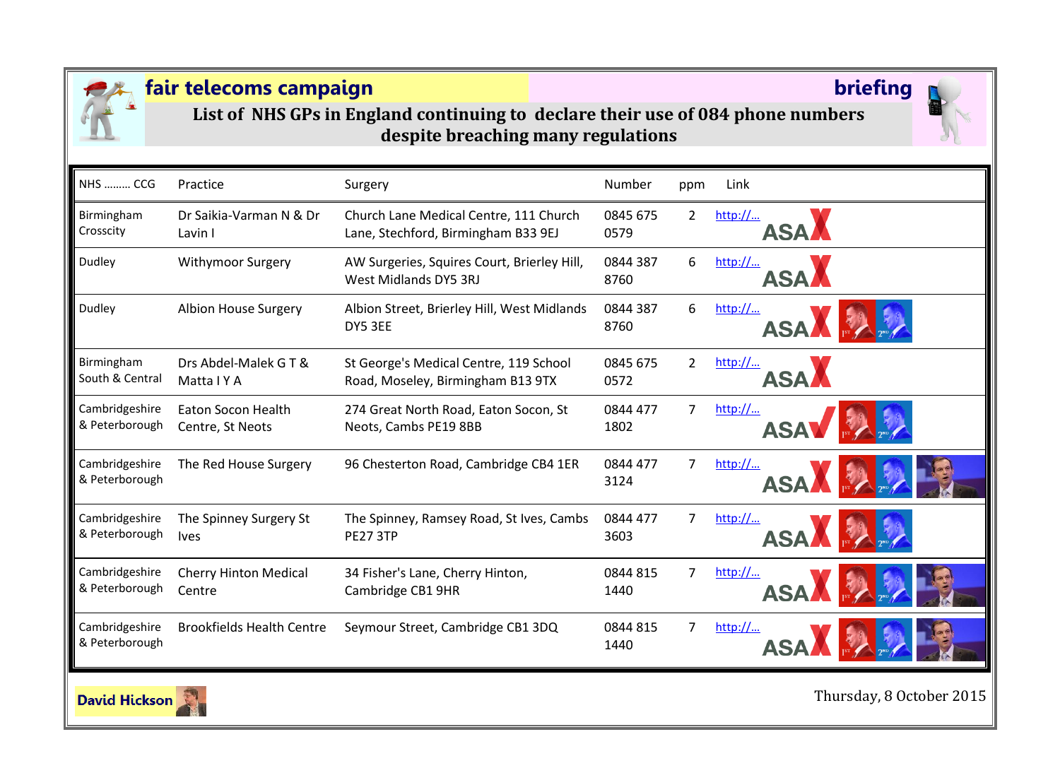**fair telecoms campaign** **briefing**

## List of NHS GPs in England continuing to declare their use of 084 phone numbers despite breaching many regulations

| NHS ……… CCG | Practice | Surgery | Number | ppm | Link |
|---|---|---|---|---|---|
| Birmingham Crosscity | Dr Saikia-Varman N & Dr Lavin I | Church Lane Medical Centre, 111 Church Lane, Stechford, Birmingham B33 9EJ | 0845 675 0579 | 2 | http://... ASA |
| Dudley | Withymoor Surgery | AW Surgeries, Squires Court, Brierley Hill, West Midlands DY5 3RJ | 0844 387 8760 | 6 | http://... ASA |
| Dudley | Albion House Surgery | Albion Street, Brierley Hill, West Midlands DY5 3EE | 0844 387 8760 | 6 | http://... ASA |
| Birmingham South & Central | Drs Abdel-Malek G T & Matta I Y A | St George's Medical Centre, 119 School Road, Moseley, Birmingham B13 9TX | 0845 675 0572 | 2 | http://... ASA |
| Cambridgeshire & Peterborough | Eaton Socon Health Centre, St Neots | 274 Great North Road, Eaton Socon, St Neots, Cambs PE19 8BB | 0844 477 1802 | 7 | http://... ASA |
| Cambridgeshire & Peterborough | The Red House Surgery | 96 Chesterton Road, Cambridge CB4 1ER | 0844 477 3124 | 7 | http://... ASA |
| Cambridgeshire & Peterborough | The Spinney Surgery St Ives | The Spinney, Ramsey Road, St Ives, Cambs PE27 3TP | 0844 477 3603 | 7 | http://... ASA |
| Cambridgeshire & Peterborough | Cherry Hinton Medical Centre | 34 Fisher's Lane, Cherry Hinton, Cambridge CB1 9HR | 0844 815 1440 | 7 | http://... ASA |
| Cambridgeshire & Peterborough | Brookfields Health Centre | Seymour Street, Cambridge CB1 3DQ | 0844 815 1440 | 7 | http://... ASA |

**David Hickson**

Thursday, 8 October 2015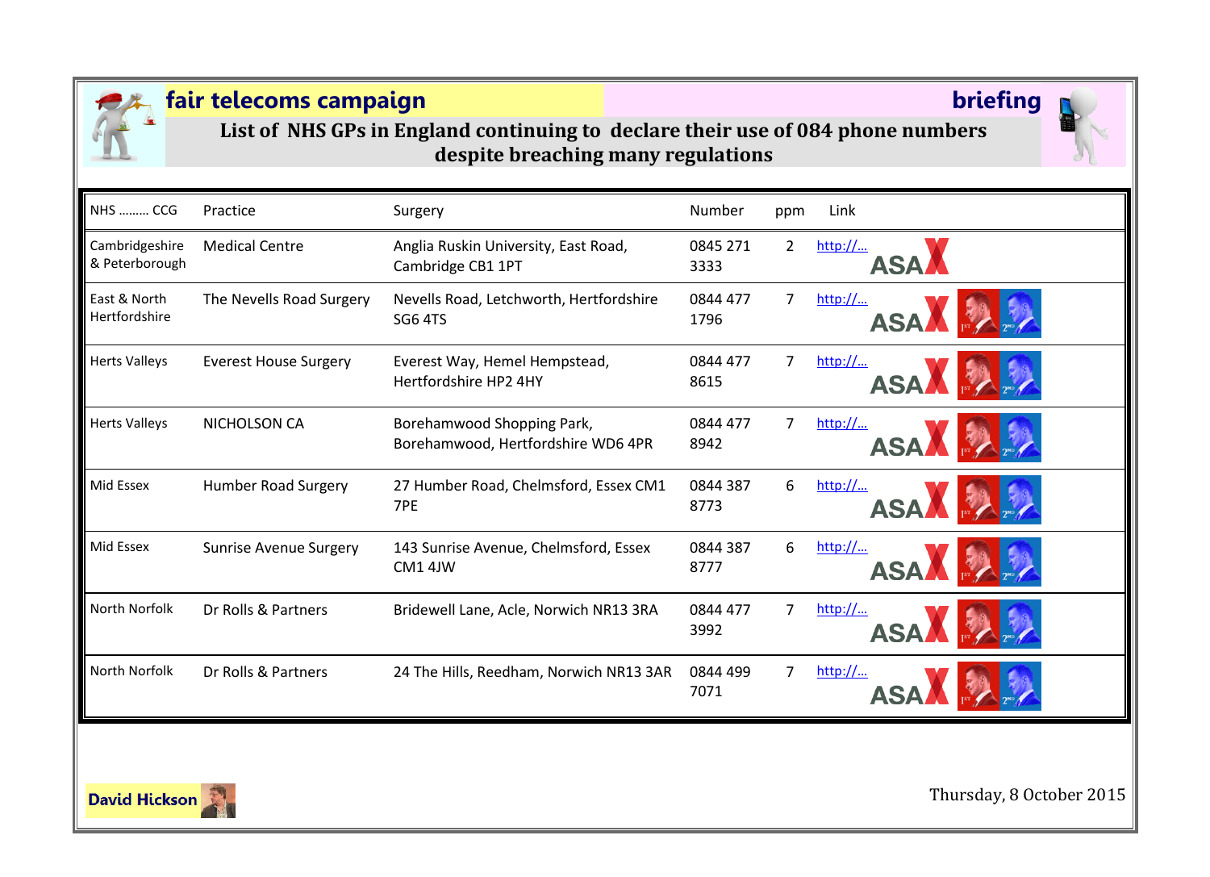**fair telecoms campaign** **briefing**

## List of NHS GPs in England continuing to declare their use of 084 phone numbers despite breaching many regulations

| NHS ……… CCG | Practice | Surgery | Number | ppm | Link |
|---|---|---|---|---|---|
| Cambridgeshire & Peterborough | Medical Centre | Anglia Ruskin University, East Road, Cambridge CB1 1PT | 0845 271 3333 | 2 | http://… ASA |
| East & North Hertfordshire | The Nevells Road Surgery | Nevells Road, Letchworth, Hertfordshire SG6 4TS | 0844 477 1796 | 7 | http://… ASA |
| Herts Valleys | Everest House Surgery | Everest Way, Hemel Hempstead, Hertfordshire HP2 4HY | 0844 477 8615 | 7 | http://… ASA |
| Herts Valleys | NICHOLSON CA | Borehamwood Shopping Park, Borehamwood, Hertfordshire WD6 4PR | 0844 477 8942 | 7 | http://… ASA |
| Mid Essex | Humber Road Surgery | 27 Humber Road, Chelmsford, Essex CM1 7PE | 0844 387 8773 | 6 | http://… ASA |
| Mid Essex | Sunrise Avenue Surgery | 143 Sunrise Avenue, Chelmsford, Essex CM1 4JW | 0844 387 8777 | 6 | http://… ASA |
| North Norfolk | Dr Rolls & Partners | Bridewell Lane, Acle, Norwich NR13 3RA | 0844 477 3992 | 7 | http://… ASA |
| North Norfolk | Dr Rolls & Partners | 24 The Hills, Reedham, Norwich NR13 3AR | 0844 499 7071 | 7 | http://… ASA |

David Hickson

Thursday, 8 October 2015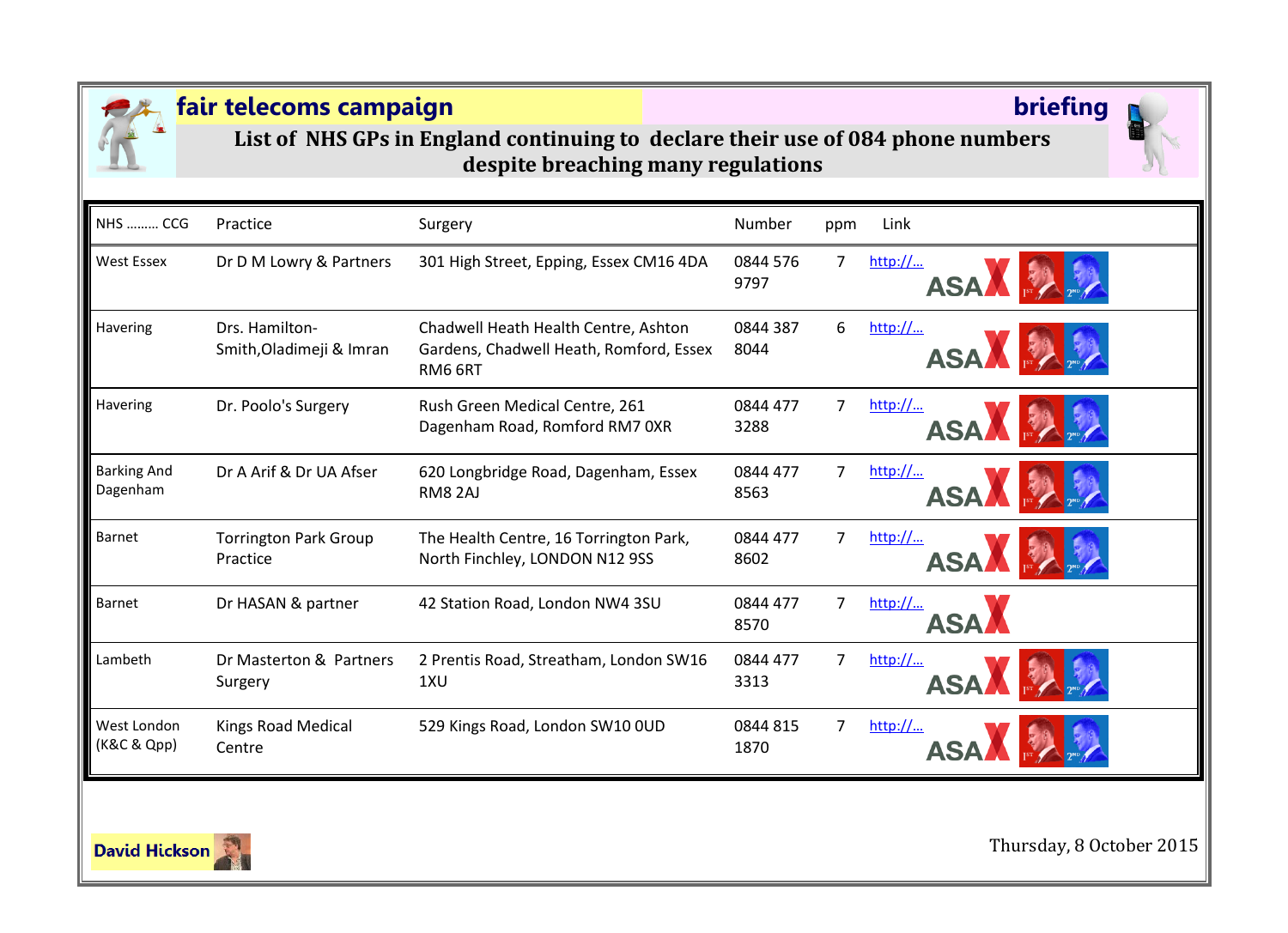fair telecoms campaign

briefing

## List of NHS GPs in England continuing to declare their use of 084 phone numbers despite breaching many regulations

| NHS ……… CCG | Practice | Surgery | Number | ppm | Link |
|---|---|---|---|---|---|
| West Essex | Dr D M Lowry & Partners | 301 High Street, Epping, Essex CM16 4DA | 0844 576 9797 | 7 | http://… ASA |
| Havering | Drs. Hamilton-Smith,Oladimeji & Imran | Chadwell Heath Health Centre, Ashton Gardens, Chadwell Heath, Romford, Essex RM6 6RT | 0844 387 8044 | 6 | http://… ASA |
| Havering | Dr. Poolo's Surgery | Rush Green Medical Centre, 261 Dagenham Road, Romford RM7 0XR | 0844 477 3288 | 7 | http://… ASA |
| Barking And Dagenham | Dr A Arif & Dr UA Afser | 620 Longbridge Road, Dagenham, Essex RM8 2AJ | 0844 477 8563 | 7 | http://… ASA |
| Barnet | Torrington Park Group Practice | The Health Centre, 16 Torrington Park, North Finchley, LONDON N12 9SS | 0844 477 8602 | 7 | http://… ASA |
| Barnet | Dr HASAN & partner | 42 Station Road, London NW4 3SU | 0844 477 8570 | 7 | http://… ASA |
| Lambeth | Dr Masterton & Partners Surgery | 2 Prentis Road, Streatham, London SW16 1XU | 0844 477 3313 | 7 | http://… ASA |
| West London (K&C & Qpp) | Kings Road Medical Centre | 529 Kings Road, London SW10 0UD | 0844 815 1870 | 7 | http://… ASA |

David Hickson

Thursday, 8 October 2015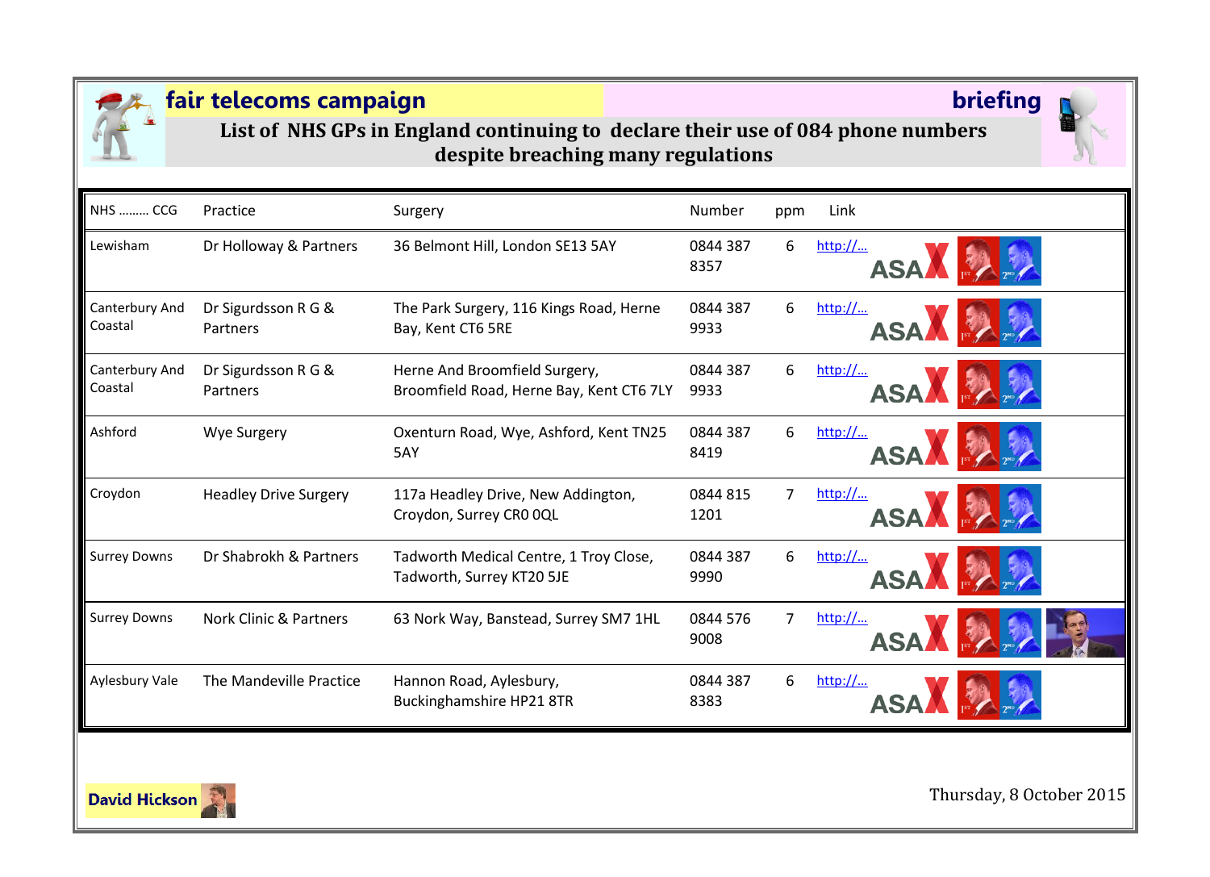**fair telecoms campaign** **briefing**

# List of NHS GPs in England continuing to declare their use of 084 phone numbers despite breaching many regulations

| NHS ……… CCG | Practice | Surgery | Number | ppm | Link |
|---|---|---|---|---|---|
| Lewisham | Dr Holloway & Partners | 36 Belmont Hill, London SE13 5AY | 0844 387 8357 | 6 | http://… ASA |
| Canterbury And Coastal | Dr Sigurdsson R G & Partners | The Park Surgery, 116 Kings Road, Herne Bay, Kent CT6 5RE | 0844 387 9933 | 6 | http://… ASA |
| Canterbury And Coastal | Dr Sigurdsson R G & Partners | Herne And Broomfield Surgery, Broomfield Road, Herne Bay, Kent CT6 7LY | 0844 387 9933 | 6 | http://… ASA |
| Ashford | Wye Surgery | Oxenturn Road, Wye, Ashford, Kent TN25 5AY | 0844 387 8419 | 6 | http://… ASA |
| Croydon | Headley Drive Surgery | 117a Headley Drive, New Addington, Croydon, Surrey CR0 0QL | 0844 815 1201 | 7 | http://… ASA |
| Surrey Downs | Dr Shabrokh & Partners | Tadworth Medical Centre, 1 Troy Close, Tadworth, Surrey KT20 5JE | 0844 387 9990 | 6 | http://… ASA |
| Surrey Downs | Nork Clinic & Partners | 63 Nork Way, Banstead, Surrey SM7 1HL | 0844 576 9008 | 7 | http://… ASA |
| Aylesbury Vale | The Mandeville Practice | Hannon Road, Aylesbury, Buckinghamshire HP21 8TR | 0844 387 8383 | 6 | http://… ASA |

**David Hickson**

Thursday, 8 October 2015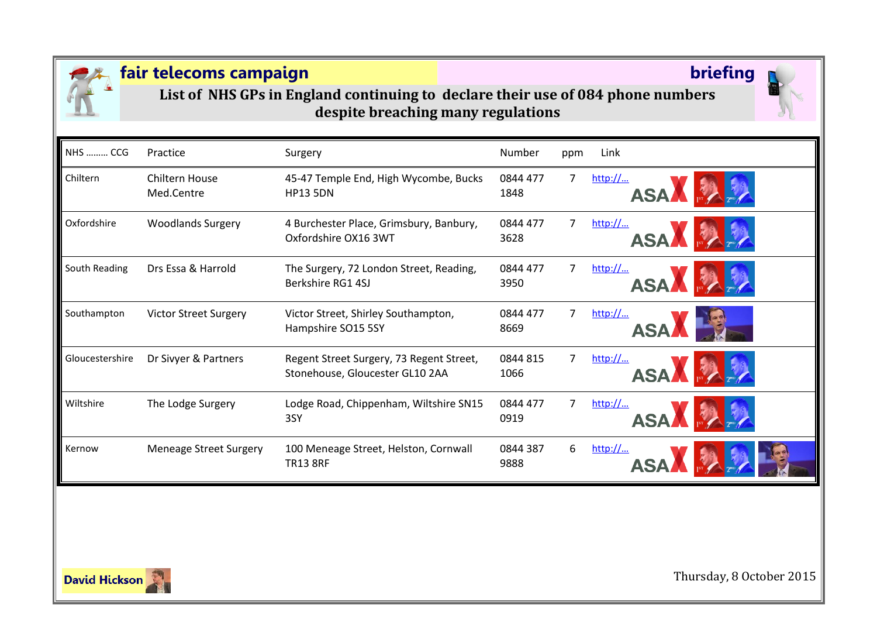**fair telecoms campaign** **briefing**

## List of NHS GPs in England continuing to declare their use of 084 phone numbers despite breaching many regulations

| NHS ……… CCG | Practice | Surgery | Number | ppm | Link |
|---|---|---|---|---|---|
| Chiltern | Chiltern House Med.Centre | 45-47 Temple End, High Wycombe, Bucks HP13 5DN | 0844 477 1848 | 7 | http://… ASA |
| Oxfordshire | Woodlands Surgery | 4 Burchester Place, Grimsbury, Banbury, Oxfordshire OX16 3WT | 0844 477 3628 | 7 | http://… ASA |
| South Reading | Drs Essa & Harrold | The Surgery, 72 London Street, Reading, Berkshire RG1 4SJ | 0844 477 3950 | 7 | http://… ASA |
| Southampton | Victor Street Surgery | Victor Street, Shirley Southampton, Hampshire SO15 5SY | 0844 477 8669 | 7 | http://… ASA |
| Gloucestershire | Dr Sivyer & Partners | Regent Street Surgery, 73 Regent Street, Stonehouse, Gloucester GL10 2AA | 0844 815 1066 | 7 | http://… ASA |
| Wiltshire | The Lodge Surgery | Lodge Road, Chippenham, Wiltshire SN15 3SY | 0844 477 0919 | 7 | http://… ASA |
| Kernow | Meneage Street Surgery | 100 Meneage Street, Helston, Cornwall TR13 8RF | 0844 387 9888 | 6 | http://… ASA |

**David Hickson**

Thursday, 8 October 2015